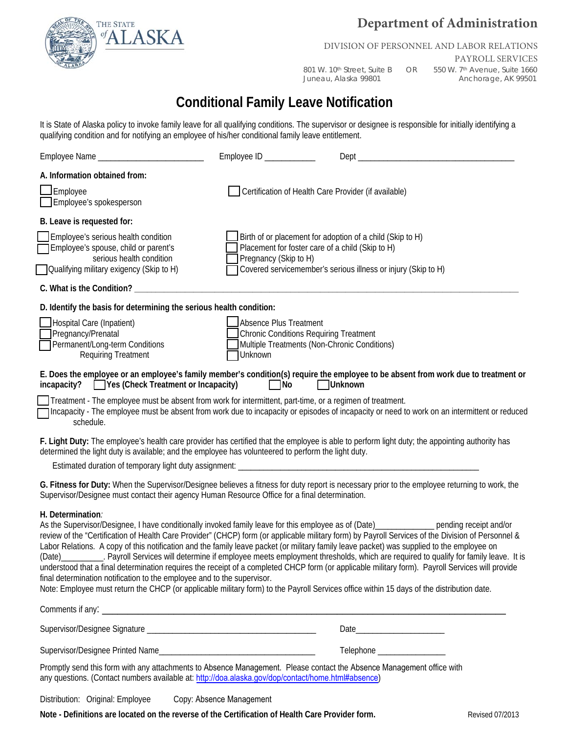THE STATE of ALASKA

# Department of Administration

DIVISION OF PERSONNEL AND LABOR RELATIONS

PAYROLL SERVICES

801 W. 10th Street, Suite B
Juneau, Alaska 99801

OR

550 W. 7th Avenue, Suite 1660
Anchorage, AK 99501

## Conditional Family Leave Notification

It is State of Alaska policy to invoke family leave for all qualifying conditions. The supervisor or designee is responsible for initially identifying a qualifying condition and for notifying an employee of his/her conditional family leave entitlement.

Employee Name ________________________ Employee ID ___________ Dept ____________________________________

**A. Information obtained from:**

☐ Employee
☐ Employee's spokesperson
☐ Certification of Health Care Provider (if available)

**B. Leave is requested for:**

☐ Employee's serious health condition
☐ Employee's spouse, child or parent's serious health condition
☐ Qualifying military exigency (Skip to H)
☐ Birth of or placement for adoption of a child (Skip to H)
☐ Placement for foster care of a child (Skip to H)
☐ Pregnancy (Skip to H)
☐ Covered servicemember's serious illness or injury (Skip to H)

**C. What is the Condition?** ______________________________________________________________________________

**D. Identify the basis for determining the serious health condition:**

☐ Hospital Care (Inpatient)
☐ Pregnancy/Prenatal
☐ Permanent/Long-term Conditions Requiring Treatment
☐ Absence Plus Treatment
☐ Chronic Conditions Requiring Treatment
☐ Multiple Treatments (Non-Chronic Conditions)
☐ Unknown

**E. Does the employee or an employee's family member's condition(s) require the employee to be absent from work due to treatment or incapacity?** ☐ **Yes (Check Treatment or Incapacity)** ☐ **No** ☐ **Unknown**

☐ Treatment - The employee must be absent from work for intermittent, part-time, or a regimen of treatment.
☐ Incapacity - The employee must be absent from work due to incapacity or episodes of incapacity or need to work on an intermittent or reduced schedule.

**F. Light Duty:** The employee's health care provider has certified that the employee is able to perform light duty; the appointing authority has determined the light duty is available; and the employee has volunteered to perform the light duty.

Estimated duration of temporary light duty assignment: ________________________________________________________

**G. Fitness for Duty:** When the Supervisor/Designee believes a fitness for duty report is necessary prior to the employee returning to work, the Supervisor/Designee must contact their agency Human Resource Office for a final determination.

**H. Determination***:*
As the Supervisor/Designee, I have conditionally invoked family leave for this employee as of (Date)_____________ pending receipt and/or review of the "Certification of Health Care Provider" (CHCP) form (or applicable military form) by Payroll Services of the Division of Personnel & Labor Relations. A copy of this notification and the family leave packet (or military family leave packet) was supplied to the employee on (Date)_________. Payroll Services will determine if employee meets employment thresholds, which are required to qualify for family leave. It is understood that a final determination requires the receipt of a completed CHCP form (or applicable military form). Payroll Services will provide final determination notification to the employee and to the supervisor.
Note: Employee must return the CHCP (or applicable military form) to the Payroll Services office within 15 days of the distribution date.

Comments if any: ________________________________________________________________________________

Supervisor/Designee Signature ______________________________________ Date____________________

Supervisor/Designee Printed Name___________________________________ Telephone _______________

Promptly send this form with any attachments to Absence Management. Please contact the Absence Management office with any questions. (Contact numbers available at: http://doa.alaska.gov/dop/contact/home.html#absence)

Distribution: Original: Employee Copy: Absence Management

**Note - Definitions are located on the reverse of the Certification of Health Care Provider form.** Revised 07/2013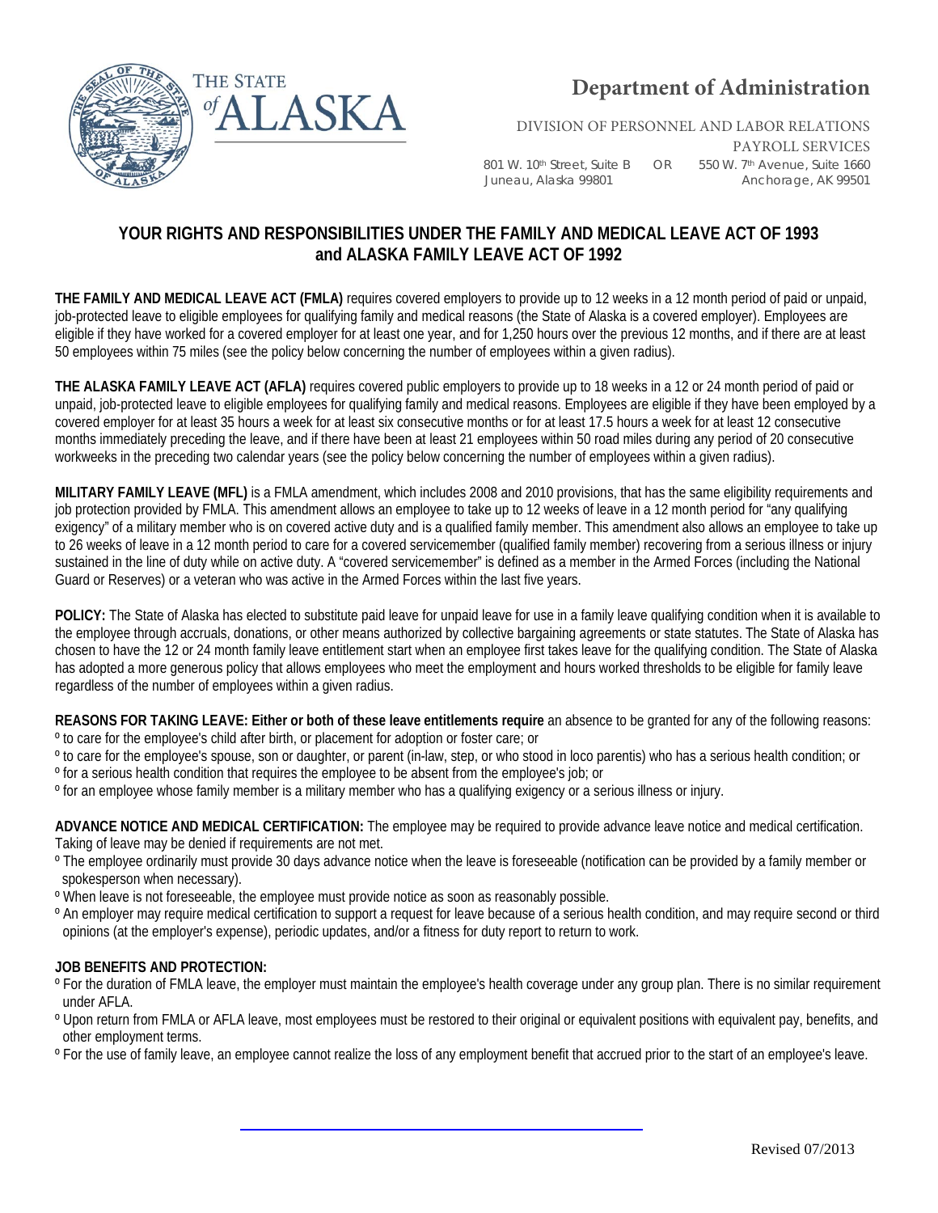# Department of Administration

DIVISION OF PERSONNEL AND LABOR RELATIONS
PAYROLL SERVICES

801 W. 10th Street, Suite B OR 550 W. 7th Avenue, Suite 1660
Juneau, Alaska 99801 Anchorage, AK 99501

## YOUR RIGHTS AND RESPONSIBILITIES UNDER THE FAMILY AND MEDICAL LEAVE ACT OF 1993 and ALASKA FAMILY LEAVE ACT OF 1992

**THE FAMILY AND MEDICAL LEAVE ACT (FMLA)** requires covered employers to provide up to 12 weeks in a 12 month period of paid or unpaid, job-protected leave to eligible employees for qualifying family and medical reasons (the State of Alaska is a covered employer). Employees are eligible if they have worked for a covered employer for at least one year, and for 1,250 hours over the previous 12 months, and if there are at least 50 employees within 75 miles (see the policy below concerning the number of employees within a given radius).

**THE ALASKA FAMILY LEAVE ACT (AFLA)** requires covered public employers to provide up to 18 weeks in a 12 or 24 month period of paid or unpaid, job-protected leave to eligible employees for qualifying family and medical reasons. Employees are eligible if they have been employed by a covered employer for at least 35 hours a week for at least six consecutive months or for at least 17.5 hours a week for at least 12 consecutive months immediately preceding the leave, and if there have been at least 21 employees within 50 road miles during any period of 20 consecutive workweeks in the preceding two calendar years (see the policy below concerning the number of employees within a given radius).

**MILITARY FAMILY LEAVE (MFL)** is a FMLA amendment, which includes 2008 and 2010 provisions, that has the same eligibility requirements and job protection provided by FMLA. This amendment allows an employee to take up to 12 weeks of leave in a 12 month period for "any qualifying exigency" of a military member who is on covered active duty and is a qualified family member. This amendment also allows an employee to take up to 26 weeks of leave in a 12 month period to care for a covered servicemember (qualified family member) recovering from a serious illness or injury sustained in the line of duty while on active duty. A "covered servicemember" is defined as a member in the Armed Forces (including the National Guard or Reserves) or a veteran who was active in the Armed Forces within the last five years.

**POLICY:** The State of Alaska has elected to substitute paid leave for unpaid leave for use in a family leave qualifying condition when it is available to the employee through accruals, donations, or other means authorized by collective bargaining agreements or state statutes. The State of Alaska has chosen to have the 12 or 24 month family leave entitlement start when an employee first takes leave for the qualifying condition. The State of Alaska has adopted a more generous policy that allows employees who meet the employment and hours worked thresholds to be eligible for family leave regardless of the number of employees within a given radius.

**REASONS FOR TAKING LEAVE: Either or both of these leave entitlements require** an absence to be granted for any of the following reasons:

- to care for the employee's child after birth, or placement for adoption or foster care; or
- to care for the employee's spouse, son or daughter, or parent (in-law, step, or who stood in loco parentis) who has a serious health condition; or
- for a serious health condition that requires the employee to be absent from the employee's job; or
- for an employee whose family member is a military member who has a qualifying exigency or a serious illness or injury.

**ADVANCE NOTICE AND MEDICAL CERTIFICATION:** The employee may be required to provide advance leave notice and medical certification. Taking of leave may be denied if requirements are not met.

- The employee ordinarily must provide 30 days advance notice when the leave is foreseeable (notification can be provided by a family member or spokesperson when necessary).
- When leave is not foreseeable, the employee must provide notice as soon as reasonably possible.
- An employer may require medical certification to support a request for leave because of a serious health condition, and may require second or third opinions (at the employer's expense), periodic updates, and/or a fitness for duty report to return to work.

**JOB BENEFITS AND PROTECTION:**

- For the duration of FMLA leave, the employer must maintain the employee's health coverage under any group plan. There is no similar requirement under AFLA.
- Upon return from FMLA or AFLA leave, most employees must be restored to their original or equivalent positions with equivalent pay, benefits, and other employment terms.
- For the use of family leave, an employee cannot realize the loss of any employment benefit that accrued prior to the start of an employee's leave.

Revised 07/2013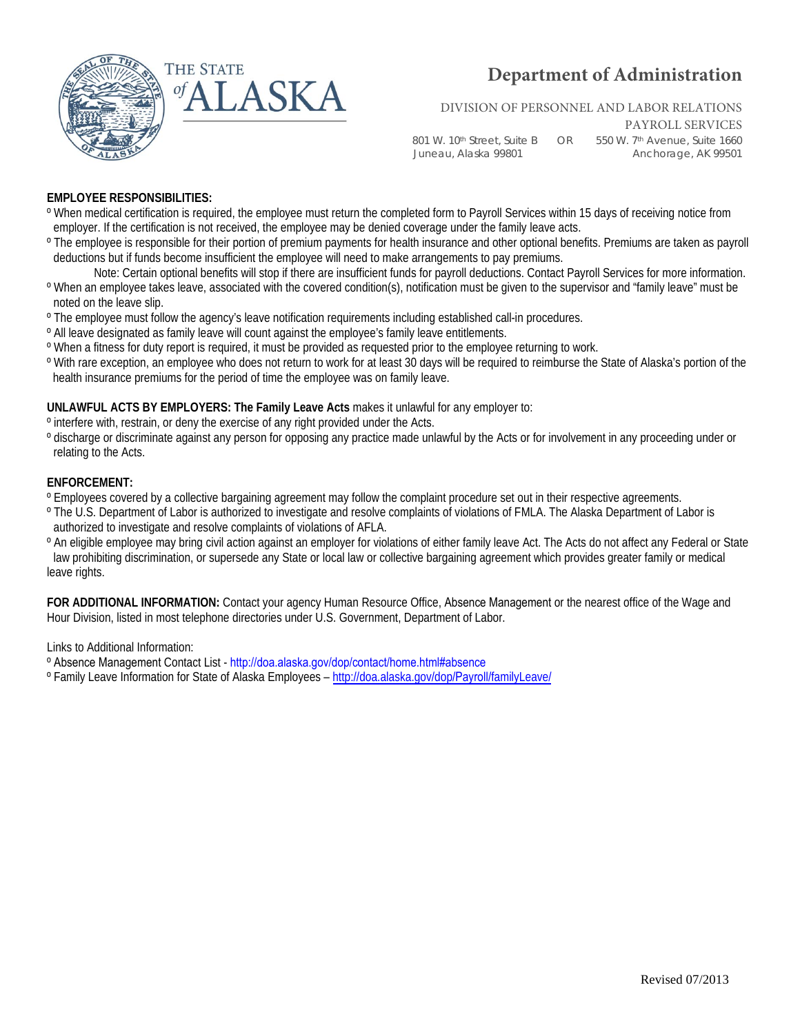# Department of Administration

DIVISION OF PERSONNEL AND LABOR RELATIONS
PAYROLL SERVICES

801 W. 10th Street, Suite B
Juneau, Alaska 99801

OR

550 W. 7th Avenue, Suite 1660
Anchorage, AK 99501

**EMPLOYEE RESPONSIBILITIES:**

- When medical certification is required, the employee must return the completed form to Payroll Services within 15 days of receiving notice from employer. If the certification is not received, the employee may be denied coverage under the family leave acts.
- The employee is responsible for their portion of premium payments for health insurance and other optional benefits. Premiums are taken as payroll deductions but if funds become insufficient the employee will need to make arrangements to pay premiums.
  Note: Certain optional benefits will stop if there are insufficient funds for payroll deductions. Contact Payroll Services for more information.
- When an employee takes leave, associated with the covered condition(s), notification must be given to the supervisor and "family leave" must be noted on the leave slip.
- The employee must follow the agency's leave notification requirements including established call-in procedures.
- All leave designated as family leave will count against the employee's family leave entitlements.
- When a fitness for duty report is required, it must be provided as requested prior to the employee returning to work.
- With rare exception, an employee who does not return to work for at least 30 days will be required to reimburse the State of Alaska's portion of the health insurance premiums for the period of time the employee was on family leave.

**UNLAWFUL ACTS BY EMPLOYERS: The Family Leave Acts** makes it unlawful for any employer to:

- interfere with, restrain, or deny the exercise of any right provided under the Acts.
- discharge or discriminate against any person for opposing any practice made unlawful by the Acts or for involvement in any proceeding under or relating to the Acts.

**ENFORCEMENT:**

- Employees covered by a collective bargaining agreement may follow the complaint procedure set out in their respective agreements.
- The U.S. Department of Labor is authorized to investigate and resolve complaints of violations of FMLA. The Alaska Department of Labor is authorized to investigate and resolve complaints of violations of AFLA.
- An eligible employee may bring civil action against an employer for violations of either family leave Act. The Acts do not affect any Federal or State law prohibiting discrimination, or supersede any State or local law or collective bargaining agreement which provides greater family or medical leave rights.

**FOR ADDITIONAL INFORMATION:** Contact your agency Human Resource Office, Absence Management or the nearest office of the Wage and Hour Division, listed in most telephone directories under U.S. Government, Department of Labor.

Links to Additional Information:

- Absence Management Contact List - http://doa.alaska.gov/dop/contact/home.html#absence
- Family Leave Information for State of Alaska Employees – http://doa.alaska.gov/dop/Payroll/familyLeave/

Revised 07/2013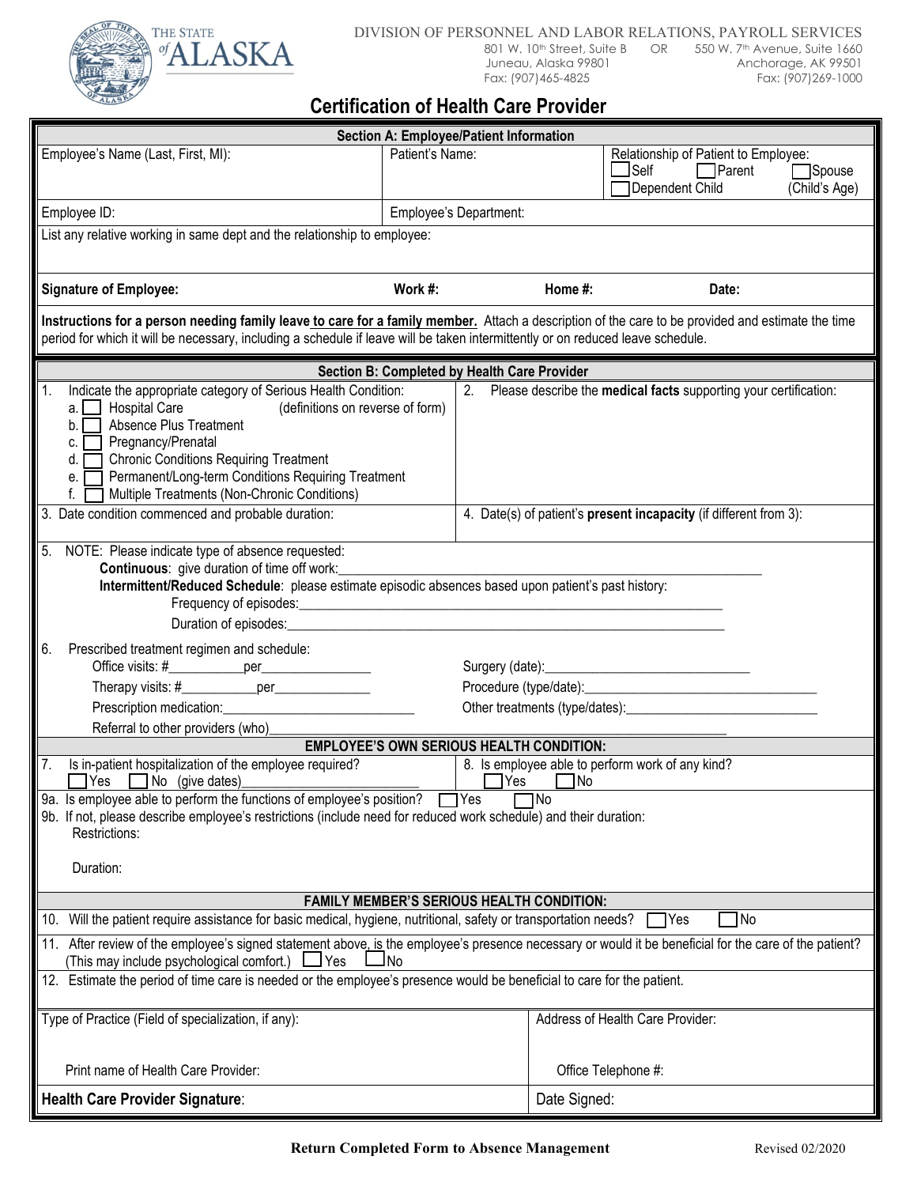THE STATE of ALASKA

DIVISION OF PERSONNEL AND LABOR RELATIONS, PAYROLL SERVICES
801 W. 10th Street, Suite B OR 550 W. 7th Avenue, Suite 1660
Juneau, Alaska 99801 Anchorage, AK 99501
Fax: (907)465-4825 Fax: (907)269-1000

# Certification of Health Care Provider

## Section A: Employee/Patient Information

| Employee's Name (Last, First, MI): | Patient's Name: | Relationship of Patient to Employee: ☐ Self ☐ Parent ☐ Spouse ☐ Dependent Child (Child's Age) |
|---|---|---|
| Employee ID: | Employee's Department: | |

List any relative working in same dept and the relationship to employee:

**Signature of Employee:** **Work #:** **Home #:** **Date:**

**Instructions for a person needing family leave to care for a family member.** Attach a description of the care to be provided and estimate the time period for which it will be necessary, including a schedule if leave will be taken intermittently or on reduced leave schedule.

## Section B: Completed by Health Care Provider

1. Indicate the appropriate category of Serious Health Condition: (definitions on reverse of form)
   - a. ☐ Hospital Care
   - b. ☐ Absence Plus Treatment
   - c. ☐ Pregnancy/Prenatal
   - d. ☐ Chronic Conditions Requiring Treatment
   - e. ☐ Permanent/Long-term Conditions Requiring Treatment
   - f. ☐ Multiple Treatments (Non-Chronic Conditions)

2. Please describe the **medical facts** supporting your certification:

3. Date condition commenced and probable duration:

4. Date(s) of patient's **present incapacity** (if different from 3):

5. NOTE: Please indicate type of absence requested:
   - **Continuous**: give duration of time off work:______________________________
   - **Intermittent/Reduced Schedule**: please estimate episodic absences based upon patient's past history:
     - Frequency of episodes:______________________________
     - Duration of episodes:______________________________

6. Prescribed treatment regimen and schedule:
   - Office visits: #__________per______________
   - Therapy visits: #__________per______________
   - Prescription medication:______________________
   - Referral to other providers (who)______________________
   - Surgery (date):______________________
   - Procedure (type/date):______________________
   - Other treatments (type/dates):______________________

### EMPLOYEE'S OWN SERIOUS HEALTH CONDITION:

7. Is in-patient hospitalization of the employee required? ☐ Yes ☐ No (give dates)______________________

8. Is employee able to perform work of any kind? ☐ Yes ☐ No

9a. Is employee able to perform the functions of employee's position? ☐ Yes ☐ No

9b. If not, please describe employee's restrictions (include need for reduced work schedule) and their duration:

Restrictions:

Duration:

### FAMILY MEMBER'S SERIOUS HEALTH CONDITION:

10. Will the patient require assistance for basic medical, hygiene, nutritional, safety or transportation needs? ☐ Yes ☐ No

11. After review of the employee's signed statement above, is the employee's presence necessary or would it be beneficial for the care of the patient? (This may include psychological comfort.) ☐ Yes ☐ No

12. Estimate the period of time care is needed or the employee's presence would be beneficial to care for the patient.

| Type of Practice (Field of specialization, if any): | Address of Health Care Provider: |
|---|---|
| Print name of Health Care Provider: | Office Telephone #: |
| **Health Care Provider Signature**: | Date Signed: |

**Return Completed Form to Absence Management**

Revised 02/2020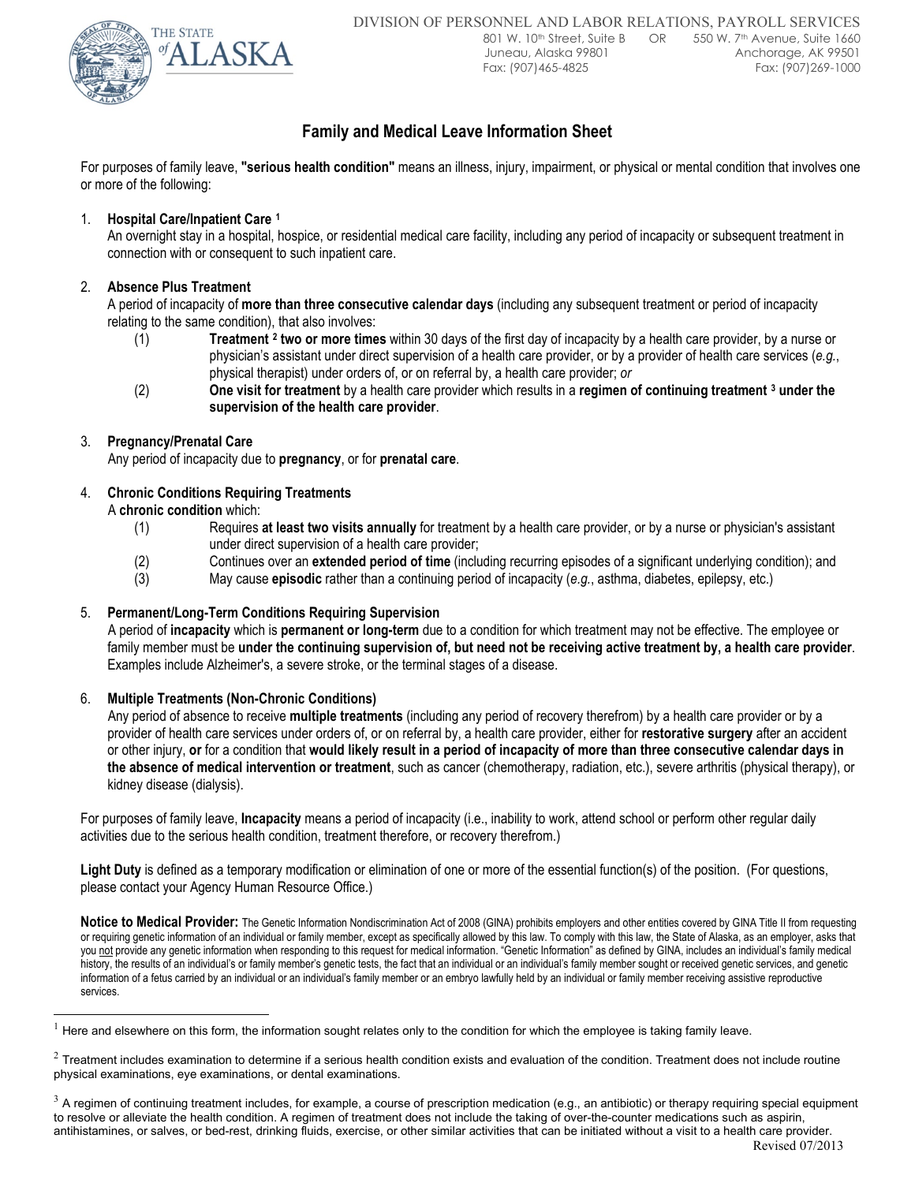THE STATE of ALASKA

DIVISION OF PERSONNEL AND LABOR RELATIONS, PAYROLL SERVICES

801 W. 10th Street, Suite B
Juneau, Alaska 99801
Fax: (907)465-4825

OR

550 W. 7th Avenue, Suite 1660
Anchorage, AK 99501
Fax: (907)269-1000

# Family and Medical Leave Information Sheet

For purposes of family leave, **"serious health condition"** means an illness, injury, impairment, or physical or mental condition that involves one or more of the following:

1. **Hospital Care/Inpatient Care [1]**
   An overnight stay in a hospital, hospice, or residential medical care facility, including any period of incapacity or subsequent treatment in connection with or consequent to such inpatient care.

2. **Absence Plus Treatment**
   A period of incapacity of **more than three consecutive calendar days** (including any subsequent treatment or period of incapacity relating to the same condition), that also involves:
   (1) **Treatment [2] two or more times** within 30 days of the first day of incapacity by a health care provider, by a nurse or physician's assistant under direct supervision of a health care provider, or by a provider of health care services (*e.g.*, physical therapist) under orders of, or on referral by, a health care provider; *or*
   (2) **One visit for treatment** by a health care provider which results in a **regimen of continuing treatment [3] under the supervision of the health care provider**.

3. **Pregnancy/Prenatal Care**
   Any period of incapacity due to **pregnancy**, or for **prenatal care**.

4. **Chronic Conditions Requiring Treatments**
   A **chronic condition** which:
   (1) Requires **at least two visits annually** for treatment by a health care provider, or by a nurse or physician's assistant under direct supervision of a health care provider;
   (2) Continues over an **extended period of time** (including recurring episodes of a significant underlying condition); and
   (3) May cause **episodic** rather than a continuing period of incapacity (*e.g.*, asthma, diabetes, epilepsy, etc.)

5. **Permanent/Long-Term Conditions Requiring Supervision**
   A period of **incapacity** which is **permanent or long-term** due to a condition for which treatment may not be effective. The employee or family member must be **under the continuing supervision of, but need not be receiving active treatment by, a health care provider**. Examples include Alzheimer's, a severe stroke, or the terminal stages of a disease.

6. **Multiple Treatments (Non-Chronic Conditions)**
   Any period of absence to receive **multiple treatments** (including any period of recovery therefrom) by a health care provider or by a provider of health care services under orders of, or on referral by, a health care provider, either for **restorative surgery** after an accident or other injury, **or** for a condition that **would likely result in a period of incapacity of more than three consecutive calendar days in the absence of medical intervention or treatment**, such as cancer (chemotherapy, radiation, etc.), severe arthritis (physical therapy), or kidney disease (dialysis).

For purposes of family leave, **Incapacity** means a period of incapacity (i.e., inability to work, attend school or perform other regular daily activities due to the serious health condition, treatment therefore, or recovery therefrom.)

**Light Duty** is defined as a temporary modification or elimination of one or more of the essential function(s) of the position. (For questions, please contact your Agency Human Resource Office.)

**Notice to Medical Provider:** The Genetic Information Nondiscrimination Act of 2008 (GINA) prohibits employers and other entities covered by GINA Title II from requesting or requiring genetic information of an individual or family member, except as specifically allowed by this law. To comply with this law, the State of Alaska, as an employer, asks that you not provide any genetic information when responding to this request for medical information. "Genetic Information" as defined by GINA, includes an individual's family medical history, the results of an individual's or family member's genetic tests, the fact that an individual or an individual's family member sought or received genetic services, and genetic information of a fetus carried by an individual or an individual's family member or an embryo lawfully held by an individual or family member receiving assistive reproductive services.

---

[1] Here and elsewhere on this form, the information sought relates only to the condition for which the employee is taking family leave.

[2] Treatment includes examination to determine if a serious health condition exists and evaluation of the condition. Treatment does not include routine physical examinations, eye examinations, or dental examinations.

[3] A regimen of continuing treatment includes, for example, a course of prescription medication (e.g., an antibiotic) or therapy requiring special equipment to resolve or alleviate the health condition. A regimen of treatment does not include the taking of over-the-counter medications such as aspirin, antihistamines, or salves, or bed-rest, drinking fluids, exercise, or other similar activities that can be initiated without a visit to a health care provider.

Revised 07/2013